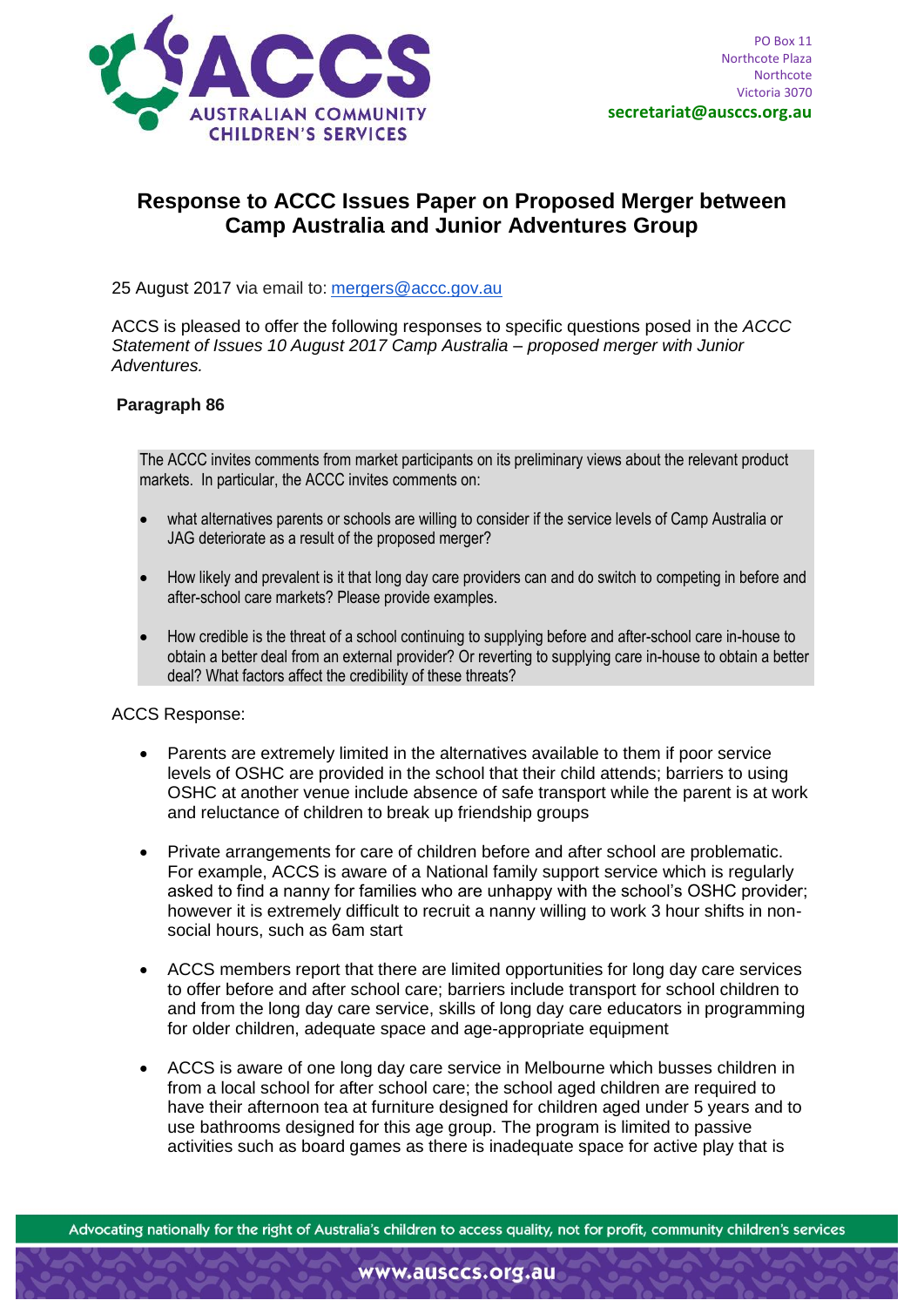PO Box 11
Northcote Plaza
Northcote
Victoria 3070
**secretariat@ausccs.org.au**

# Response to ACCC Issues Paper on Proposed Merger between Camp Australia and Junior Adventures Group

25 August 2017 via email to: mergers@accc.gov.au

ACCS is pleased to offer the following responses to specific questions posed in the *ACCC Statement of Issues 10 August 2017 Camp Australia – proposed merger with Junior Adventures.*

**Paragraph 86**

> The ACCC invites comments from market participants on its preliminary views about the relevant product markets. In particular, the ACCC invites comments on:
>
> - what alternatives parents or schools are willing to consider if the service levels of Camp Australia or JAG deteriorate as a result of the proposed merger?
> - How likely and prevalent is it that long day care providers can and do switch to competing in before and after-school care markets? Please provide examples.
> - How credible is the threat of a school continuing to supplying before and after-school care in-house to obtain a better deal from an external provider? Or reverting to supplying care in-house to obtain a better deal? What factors affect the credibility of these threats?

ACCS Response:

- Parents are extremely limited in the alternatives available to them if poor service levels of OSHC are provided in the school that their child attends; barriers to using OSHC at another venue include absence of safe transport while the parent is at work and reluctance of children to break up friendship groups
- Private arrangements for care of children before and after school are problematic. For example, ACCS is aware of a National family support service which is regularly asked to find a nanny for families who are unhappy with the school's OSHC provider; however it is extremely difficult to recruit a nanny willing to work 3 hour shifts in non-social hours, such as 6am start
- ACCS members report that there are limited opportunities for long day care services to offer before and after school care; barriers include transport for school children to and from the long day care service, skills of long day care educators in programming for older children, adequate space and age-appropriate equipment
- ACCS is aware of one long day care service in Melbourne which busses children in from a local school for after school care; the school aged children are required to have their afternoon tea at furniture designed for children aged under 5 years and to use bathrooms designed for this age group. The program is limited to passive activities such as board games as there is inadequate space for active play that is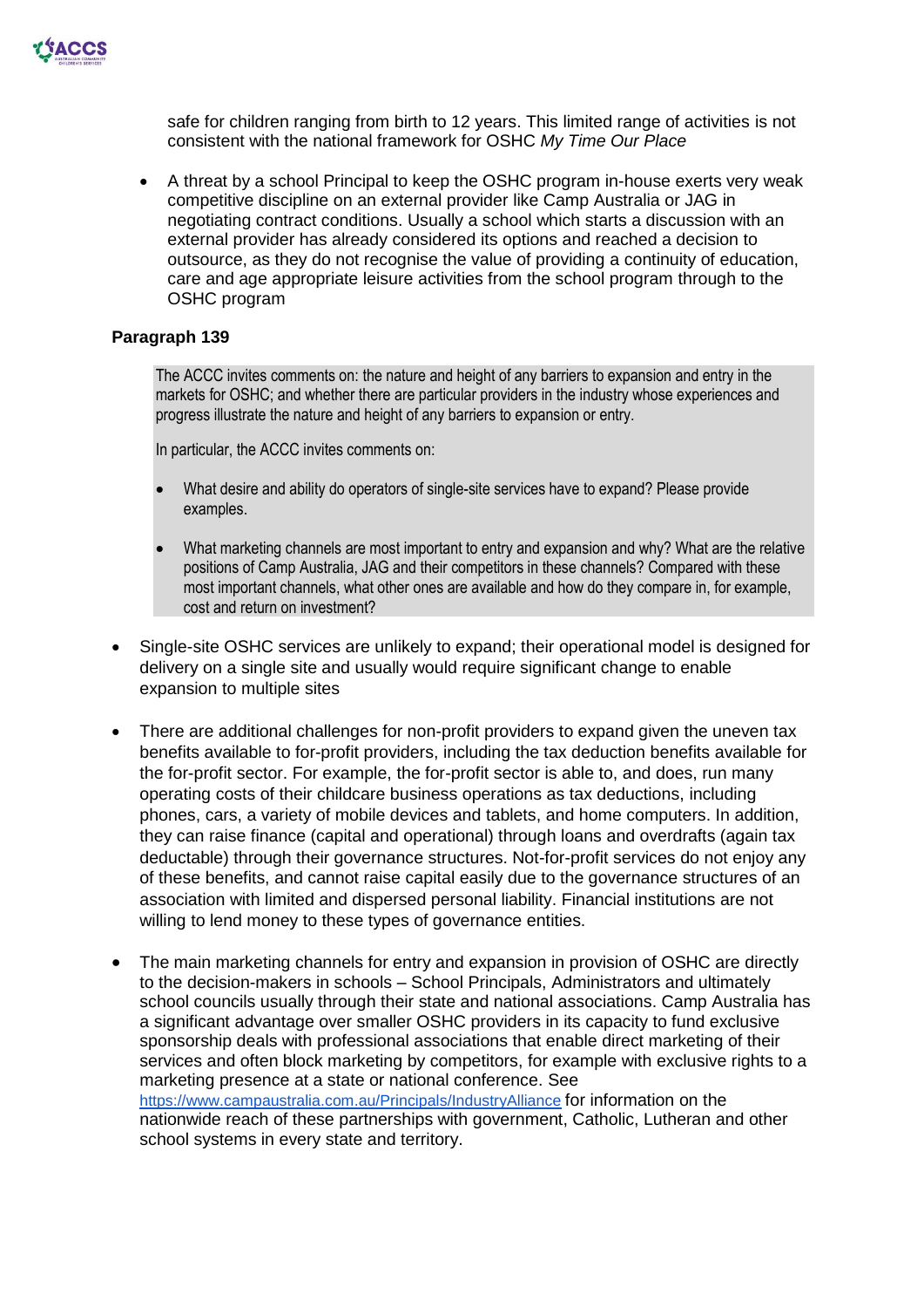safe for children ranging from birth to 12 years. This limited range of activities is not consistent with the national framework for OSHC *My Time Our Place*

- A threat by a school Principal to keep the OSHC program in-house exerts very weak competitive discipline on an external provider like Camp Australia or JAG in negotiating contract conditions. Usually a school which starts a discussion with an external provider has already considered its options and reached a decision to outsource, as they do not recognise the value of providing a continuity of education, care and age appropriate leisure activities from the school program through to the OSHC program

**Paragraph 139**

> The ACCC invites comments on: the nature and height of any barriers to expansion and entry in the markets for OSHC; and whether there are particular providers in the industry whose experiences and progress illustrate the nature and height of any barriers to expansion or entry.
>
> In particular, the ACCC invites comments on:
>
> - What desire and ability do operators of single-site services have to expand? Please provide examples.
> - What marketing channels are most important to entry and expansion and why? What are the relative positions of Camp Australia, JAG and their competitors in these channels? Compared with these most important channels, what other ones are available and how do they compare in, for example, cost and return on investment?

- Single-site OSHC services are unlikely to expand; their operational model is designed for delivery on a single site and usually would require significant change to enable expansion to multiple sites
- There are additional challenges for non-profit providers to expand given the uneven tax benefits available to for-profit providers, including the tax deduction benefits available for the for-profit sector. For example, the for-profit sector is able to, and does, run many operating costs of their childcare business operations as tax deductions, including phones, cars, a variety of mobile devices and tablets, and home computers. In addition, they can raise finance (capital and operational) through loans and overdrafts (again tax deductable) through their governance structures. Not-for-profit services do not enjoy any of these benefits, and cannot raise capital easily due to the governance structures of an association with limited and dispersed personal liability. Financial institutions are not willing to lend money to these types of governance entities.
- The main marketing channels for entry and expansion in provision of OSHC are directly to the decision-makers in schools – School Principals, Administrators and ultimately school councils usually through their state and national associations. Camp Australia has a significant advantage over smaller OSHC providers in its capacity to fund exclusive sponsorship deals with professional associations that enable direct marketing of their services and often block marketing by competitors, for example with exclusive rights to a marketing presence at a state or national conference. See https://www.campaustralia.com.au/Principals/IndustryAlliance for information on the nationwide reach of these partnerships with government, Catholic, Lutheran and other school systems in every state and territory.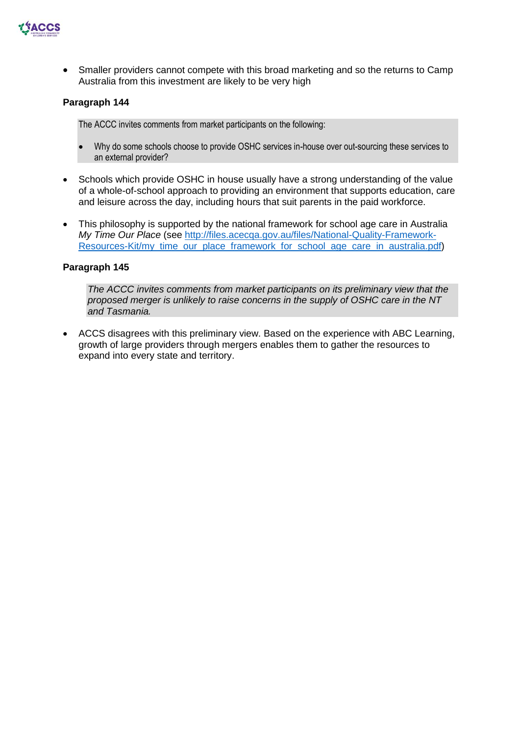- Smaller providers cannot compete with this broad marketing and so the returns to Camp Australia from this investment are likely to be very high

**Paragraph 144**

> The ACCC invites comments from market participants on the following:
>
> - Why do some schools choose to provide OSHC services in-house over out-sourcing these services to an external provider?

- Schools which provide OSHC in house usually have a strong understanding of the value of a whole-of-school approach to providing an environment that supports education, care and leisure across the day, including hours that suit parents in the paid workforce.
- This philosophy is supported by the national framework for school age care in Australia *My Time Our Place* (see [http://files.acecqa.gov.au/files/National-Quality-Framework-Resources-Kit/my_time_our_place_framework_for_school_age_care_in_australia.pdf](http://files.acecqa.gov.au/files/National-Quality-Framework-Resources-Kit/my_time_our_place_framework_for_school_age_care_in_australia.pdf))

**Paragraph 145**

> *The ACCC invites comments from market participants on its preliminary view that the proposed merger is unlikely to raise concerns in the supply of OSHC care in the NT and Tasmania.*

- ACCS disagrees with this preliminary view. Based on the experience with ABC Learning, growth of large providers through mergers enables them to gather the resources to expand into every state and territory.